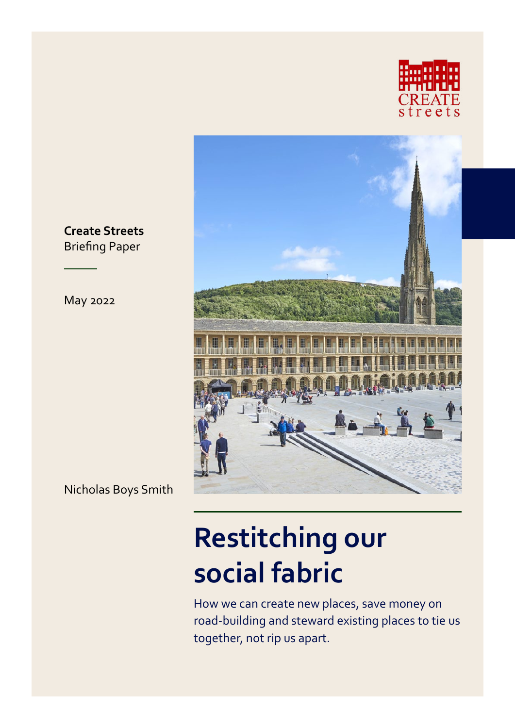CREATE streets

**Create Streets**
Briefing Paper

May 2022

Nicholas Boys Smith

# Restitching our social fabric

How we can create new places, save money on road-building and steward existing places to tie us together, not rip us apart.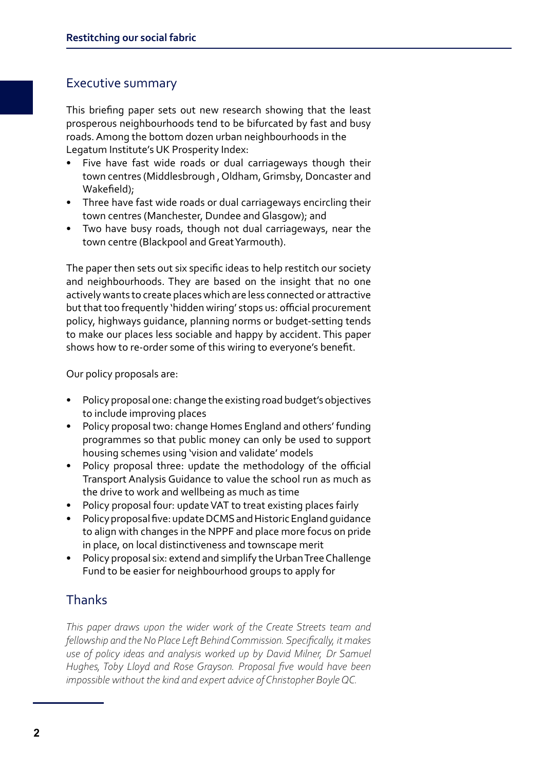## Executive summary

This briefing paper sets out new research showing that the least prosperous neighbourhoods tend to be bifurcated by fast and busy roads. Among the bottom dozen urban neighbourhoods in the Legatum Institute's UK Prosperity Index:

- Five have fast wide roads or dual carriageways though their town centres (Middlesbrough , Oldham, Grimsby, Doncaster and Wakefield);
- Three have fast wide roads or dual carriageways encircling their town centres (Manchester, Dundee and Glasgow); and
- Two have busy roads, though not dual carriageways, near the town centre (Blackpool and Great Yarmouth).

The paper then sets out six specific ideas to help restitch our society and neighbourhoods. They are based on the insight that no one actively wants to create places which are less connected or attractive but that too frequently 'hidden wiring' stops us: official procurement policy, highways guidance, planning norms or budget-setting tends to make our places less sociable and happy by accident. This paper shows how to re-order some of this wiring to everyone's benefit.

Our policy proposals are:

- Policy proposal one: change the existing road budget's objectives to include improving places
- Policy proposal two: change Homes England and others' funding programmes so that public money can only be used to support housing schemes using 'vision and validate' models
- Policy proposal three: update the methodology of the official Transport Analysis Guidance to value the school run as much as the drive to work and wellbeing as much as time
- Policy proposal four: update VAT to treat existing places fairly
- Policy proposal five: update DCMS and Historic England guidance to align with changes in the NPPF and place more focus on pride in place, on local distinctiveness and townscape merit
- Policy proposal six: extend and simplify the Urban Tree Challenge Fund to be easier for neighbourhood groups to apply for

## Thanks

*This paper draws upon the wider work of the Create Streets team and fellowship and the No Place Left Behind Commission. Specifically, it makes use of policy ideas and analysis worked up by David Milner, Dr Samuel Hughes, Toby Lloyd and Rose Grayson. Proposal five would have been impossible without the kind and expert advice of Christopher Boyle QC.*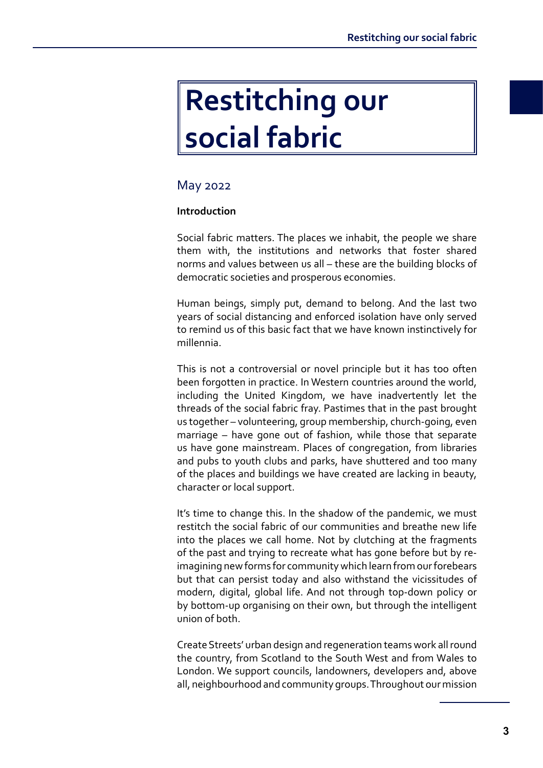# Restitching our social fabric

May 2022

**Introduction**

Social fabric matters. The places we inhabit, the people we share them with, the institutions and networks that foster shared norms and values between us all – these are the building blocks of democratic societies and prosperous economies.

Human beings, simply put, demand to belong. And the last two years of social distancing and enforced isolation have only served to remind us of this basic fact that we have known instinctively for millennia.

This is not a controversial or novel principle but it has too often been forgotten in practice. In Western countries around the world, including the United Kingdom, we have inadvertently let the threads of the social fabric fray. Pastimes that in the past brought us together – volunteering, group membership, church-going, even marriage – have gone out of fashion, while those that separate us have gone mainstream. Places of congregation, from libraries and pubs to youth clubs and parks, have shuttered and too many of the places and buildings we have created are lacking in beauty, character or local support.

It's time to change this. In the shadow of the pandemic, we must restitch the social fabric of our communities and breathe new life into the places we call home. Not by clutching at the fragments of the past and trying to recreate what has gone before but by re-imagining new forms for community which learn from our forebears but that can persist today and also withstand the vicissitudes of modern, digital, global life. And not through top-down policy or by bottom-up organising on their own, but through the intelligent union of both.

Create Streets' urban design and regeneration teams work all round the country, from Scotland to the South West and from Wales to London. We support councils, landowners, developers and, above all, neighbourhood and community groups. Throughout our mission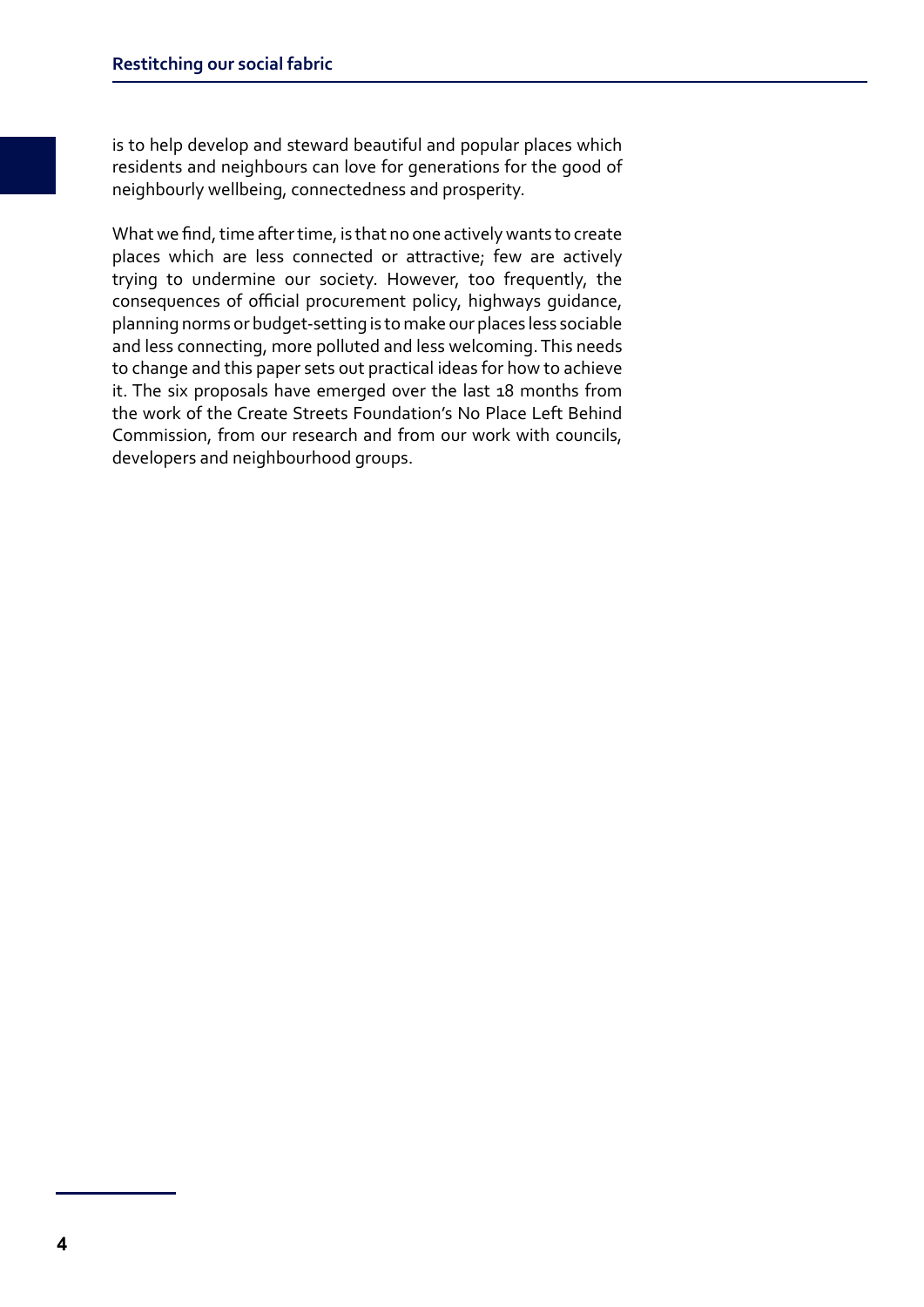is to help develop and steward beautiful and popular places which residents and neighbours can love for generations for the good of neighbourly wellbeing, connectedness and prosperity.

What we find, time after time, is that no one actively wants to create places which are less connected or attractive; few are actively trying to undermine our society. However, too frequently, the consequences of official procurement policy, highways guidance, planning norms or budget-setting is to make our places less sociable and less connecting, more polluted and less welcoming. This needs to change and this paper sets out practical ideas for how to achieve it. The six proposals have emerged over the last 18 months from the work of the Create Streets Foundation's No Place Left Behind Commission, from our research and from our work with councils, developers and neighbourhood groups.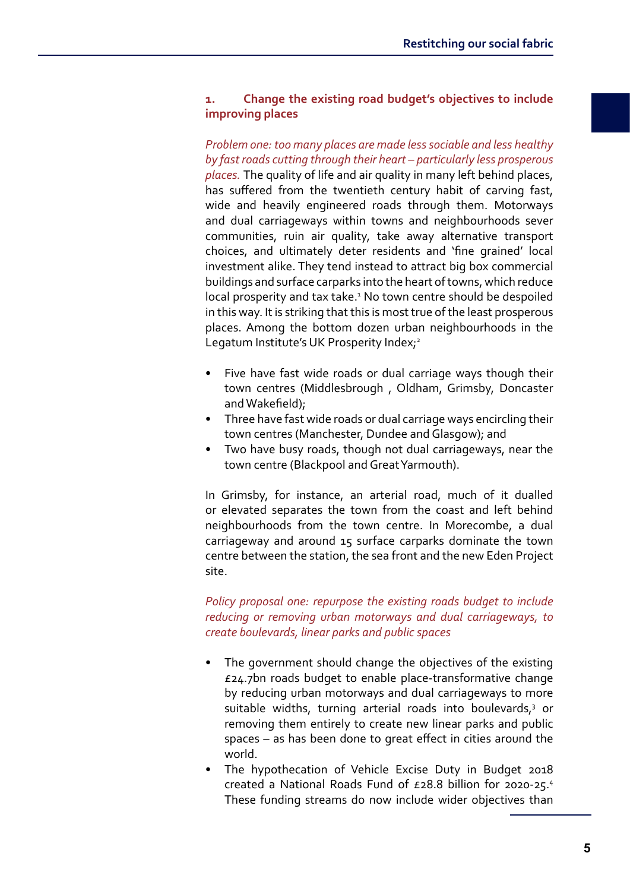## 1. Change the existing road budget's objectives to include improving places

*Problem one: too many places are made less sociable and less healthy by fast roads cutting through their heart – particularly less prosperous places.* The quality of life and air quality in many left behind places, has suffered from the twentieth century habit of carving fast, wide and heavily engineered roads through them. Motorways and dual carriageways within towns and neighbourhoods sever communities, ruin air quality, take away alternative transport choices, and ultimately deter residents and 'fine grained' local investment alike. They tend instead to attract big box commercial buildings and surface carparks into the heart of towns, which reduce local prosperity and tax take.[1] No town centre should be despoiled in this way. It is striking that this is most true of the least prosperous places. Among the bottom dozen urban neighbourhoods in the Legatum Institute's UK Prosperity Index;[2]

- Five have fast wide roads or dual carriage ways though their town centres (Middlesbrough , Oldham, Grimsby, Doncaster and Wakefield);
- Three have fast wide roads or dual carriage ways encircling their town centres (Manchester, Dundee and Glasgow); and
- Two have busy roads, though not dual carriageways, near the town centre (Blackpool and Great Yarmouth).

In Grimsby, for instance, an arterial road, much of it dualled or elevated separates the town from the coast and left behind neighbourhoods from the town centre. In Morecombe, a dual carriageway and around 15 surface carparks dominate the town centre between the station, the sea front and the new Eden Project site.

*Policy proposal one: repurpose the existing roads budget to include reducing or removing urban motorways and dual carriageways, to create boulevards, linear parks and public spaces*

- The government should change the objectives of the existing £24.7bn roads budget to enable place-transformative change by reducing urban motorways and dual carriageways to more suitable widths, turning arterial roads into boulevards,[3] or removing them entirely to create new linear parks and public spaces – as has been done to great effect in cities around the world.
- The hypothecation of Vehicle Excise Duty in Budget 2018 created a National Roads Fund of £28.8 billion for 2020-25.[4] These funding streams do now include wider objectives than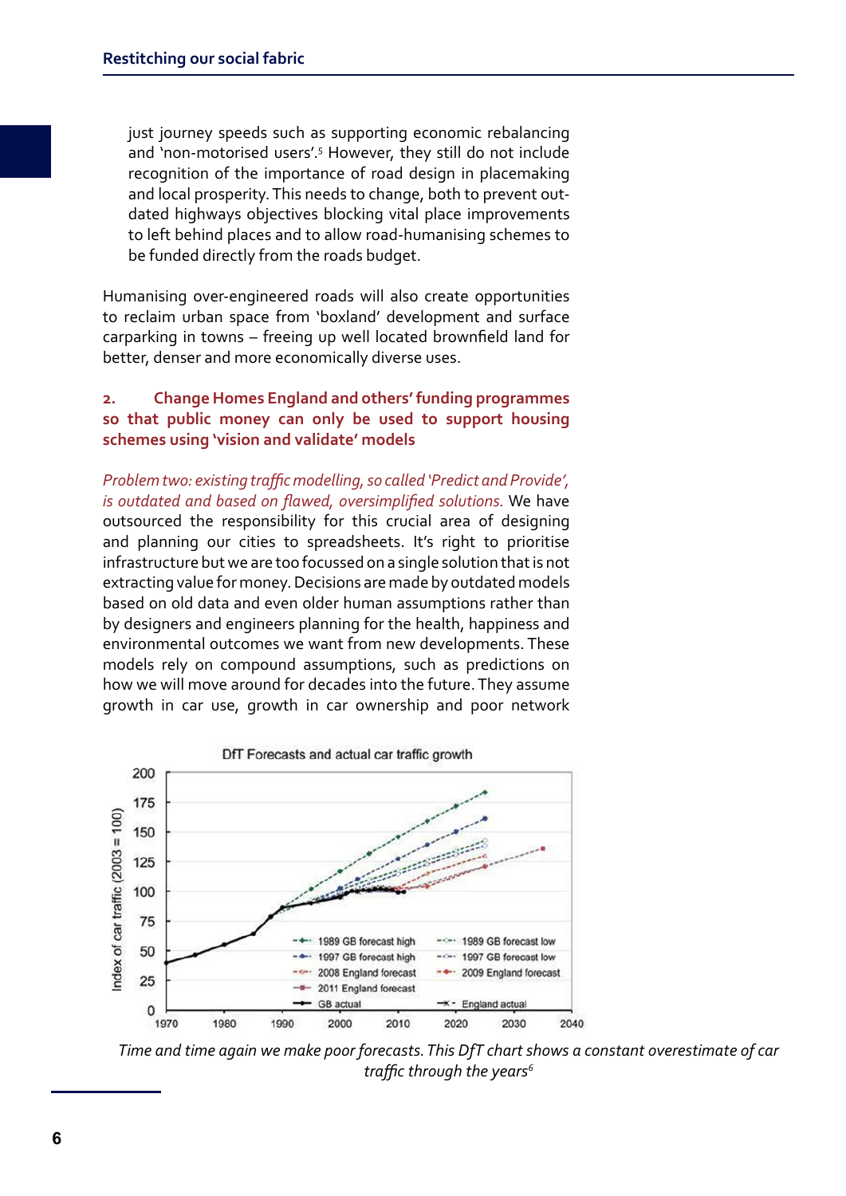just journey speeds such as supporting economic rebalancing and 'non-motorised users'.[5] However, they still do not include recognition of the importance of road design in placemaking and local prosperity. This needs to change, both to prevent out-dated highways objectives blocking vital place improvements to left behind places and to allow road-humanising schemes to be funded directly from the roads budget.

Humanising over-engineered roads will also create opportunities to reclaim urban space from 'boxland' development and surface carparking in towns – freeing up well located brownfield land for better, denser and more economically diverse uses.

### 2. Change Homes England and others' funding programmes so that public money can only be used to support housing schemes using 'vision and validate' models

*Problem two: existing traffic modelling, so called 'Predict and Provide', is outdated and based on flawed, oversimplified solutions.* We have outsourced the responsibility for this crucial area of designing and planning our cities to spreadsheets. It's right to prioritise infrastructure but we are too focussed on a single solution that is not extracting value for money. Decisions are made by outdated models based on old data and even older human assumptions rather than by designers and engineers planning for the health, happiness and environmental outcomes we want from new developments. These models rely on compound assumptions, such as predictions on how we will move around for decades into the future. They assume growth in car use, growth in car ownership and poor network

*Time and time again we make poor forecasts. This DfT chart shows a constant overestimate of car traffic through the years[6]*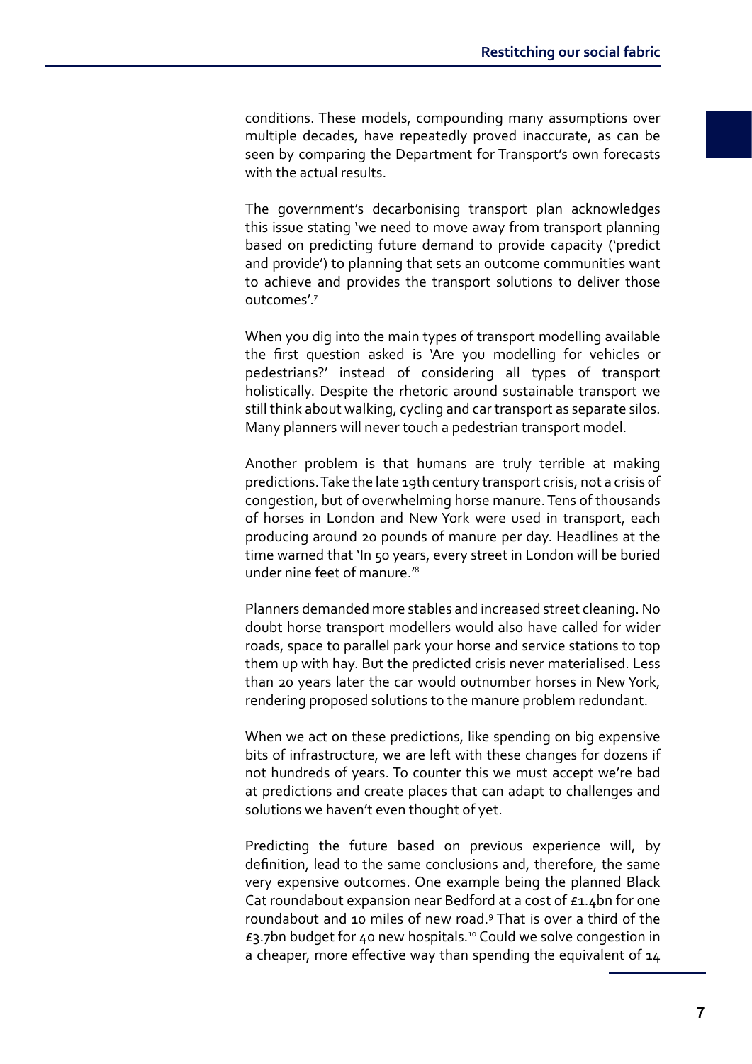conditions. These models, compounding many assumptions over multiple decades, have repeatedly proved inaccurate, as can be seen by comparing the Department for Transport's own forecasts with the actual results.

The government's decarbonising transport plan acknowledges this issue stating 'we need to move away from transport planning based on predicting future demand to provide capacity ('predict and provide') to planning that sets an outcome communities want to achieve and provides the transport solutions to deliver those outcomes'.[7]

When you dig into the main types of transport modelling available the first question asked is 'Are you modelling for vehicles or pedestrians?' instead of considering all types of transport holistically. Despite the rhetoric around sustainable transport we still think about walking, cycling and car transport as separate silos. Many planners will never touch a pedestrian transport model.

Another problem is that humans are truly terrible at making predictions. Take the late 19th century transport crisis, not a crisis of congestion, but of overwhelming horse manure. Tens of thousands of horses in London and New York were used in transport, each producing around 20 pounds of manure per day. Headlines at the time warned that 'In 50 years, every street in London will be buried under nine feet of manure.'[8]

Planners demanded more stables and increased street cleaning. No doubt horse transport modellers would also have called for wider roads, space to parallel park your horse and service stations to top them up with hay. But the predicted crisis never materialised. Less than 20 years later the car would outnumber horses in New York, rendering proposed solutions to the manure problem redundant.

When we act on these predictions, like spending on big expensive bits of infrastructure, we are left with these changes for dozens if not hundreds of years. To counter this we must accept we're bad at predictions and create places that can adapt to challenges and solutions we haven't even thought of yet.

Predicting the future based on previous experience will, by definition, lead to the same conclusions and, therefore, the same very expensive outcomes. One example being the planned Black Cat roundabout expansion near Bedford at a cost of £1.4bn for one roundabout and 10 miles of new road.[9] That is over a third of the £3.7bn budget for 40 new hospitals.[10] Could we solve congestion in a cheaper, more effective way than spending the equivalent of 14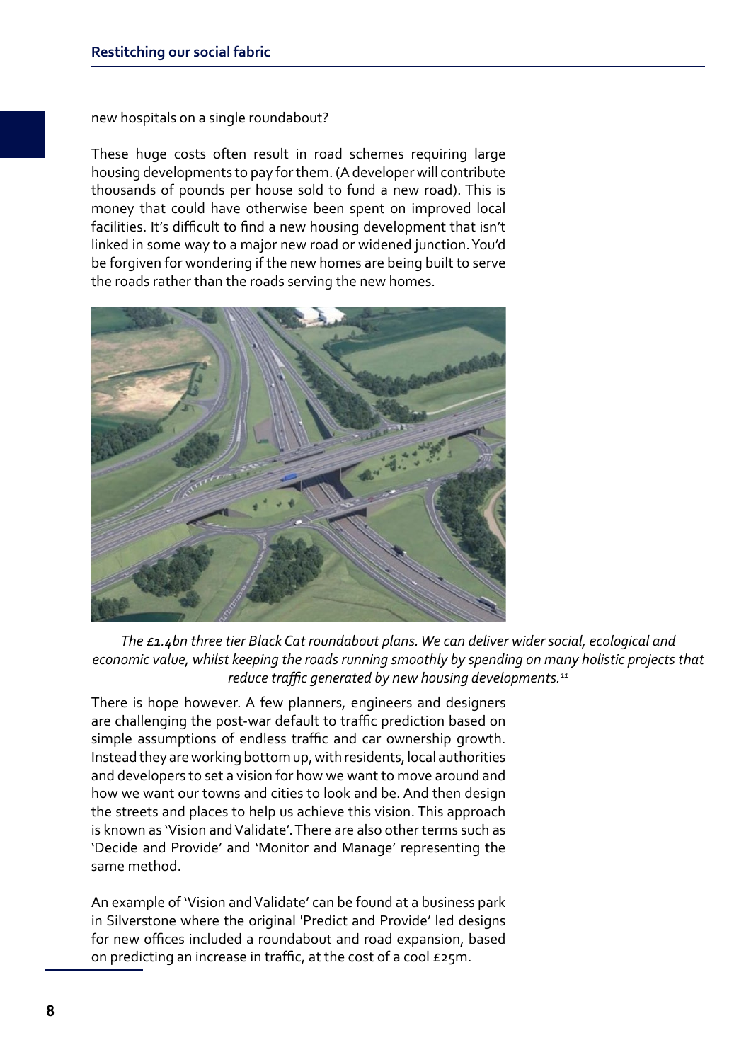new hospitals on a single roundabout?

These huge costs often result in road schemes requiring large housing developments to pay for them. (A developer will contribute thousands of pounds per house sold to fund a new road). This is money that could have otherwise been spent on improved local facilities. It's difficult to find a new housing development that isn't linked in some way to a major new road or widened junction. You'd be forgiven for wondering if the new homes are being built to serve the roads rather than the roads serving the new homes.

*The £1.4bn three tier Black Cat roundabout plans. We can deliver wider social, ecological and economic value, whilst keeping the roads running smoothly by spending on many holistic projects that reduce traffic generated by new housing developments.*[11]

There is hope however. A few planners, engineers and designers are challenging the post-war default to traffic prediction based on simple assumptions of endless traffic and car ownership growth. Instead they are working bottom up, with residents, local authorities and developers to set a vision for how we want to move around and how we want our towns and cities to look and be. And then design the streets and places to help us achieve this vision. This approach is known as 'Vision and Validate'. There are also other terms such as 'Decide and Provide' and 'Monitor and Manage' representing the same method.

An example of 'Vision and Validate' can be found at a business park in Silverstone where the original 'Predict and Provide' led designs for new offices included a roundabout and road expansion, based on predicting an increase in traffic, at the cost of a cool £25m.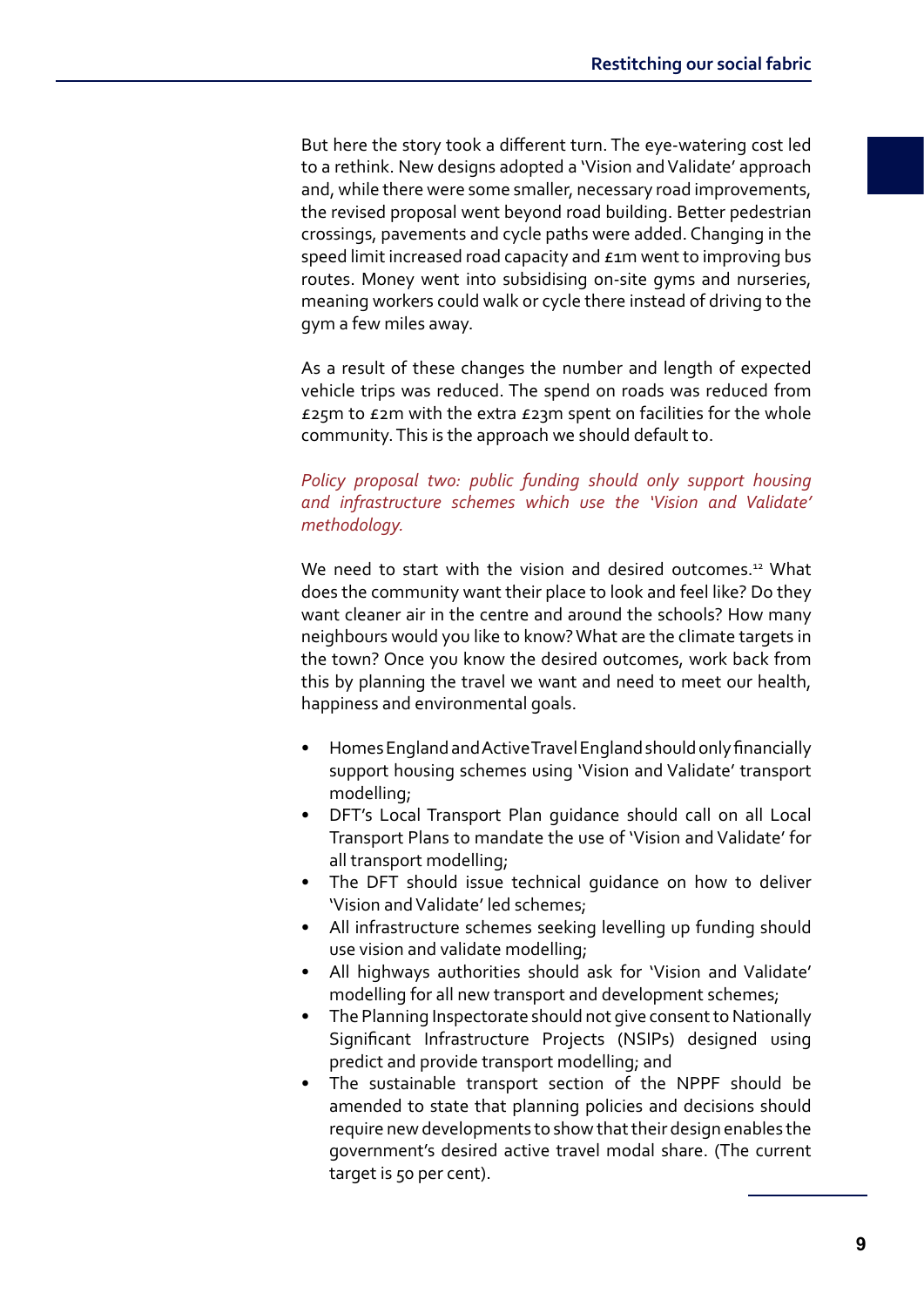But here the story took a different turn. The eye-watering cost led to a rethink. New designs adopted a 'Vision and Validate' approach and, while there were some smaller, necessary road improvements, the revised proposal went beyond road building. Better pedestrian crossings, pavements and cycle paths were added. Changing in the speed limit increased road capacity and £1m went to improving bus routes. Money went into subsidising on-site gyms and nurseries, meaning workers could walk or cycle there instead of driving to the gym a few miles away.

As a result of these changes the number and length of expected vehicle trips was reduced. The spend on roads was reduced from £25m to £2m with the extra £23m spent on facilities for the whole community. This is the approach we should default to.

*Policy proposal two: public funding should only support housing and infrastructure schemes which use the 'Vision and Validate' methodology.*

We need to start with the vision and desired outcomes.[12] What does the community want their place to look and feel like? Do they want cleaner air in the centre and around the schools? How many neighbours would you like to know? What are the climate targets in the town? Once you know the desired outcomes, work back from this by planning the travel we want and need to meet our health, happiness and environmental goals.

- Homes England and Active Travel England should only financially support housing schemes using 'Vision and Validate' transport modelling;
- DFT's Local Transport Plan guidance should call on all Local Transport Plans to mandate the use of 'Vision and Validate' for all transport modelling;
- The DFT should issue technical guidance on how to deliver 'Vision and Validate' led schemes;
- All infrastructure schemes seeking levelling up funding should use vision and validate modelling;
- All highways authorities should ask for 'Vision and Validate' modelling for all new transport and development schemes;
- The Planning Inspectorate should not give consent to Nationally Significant Infrastructure Projects (NSIPs) designed using predict and provide transport modelling; and
- The sustainable transport section of the NPPF should be amended to state that planning policies and decisions should require new developments to show that their design enables the government's desired active travel modal share. (The current target is 50 per cent).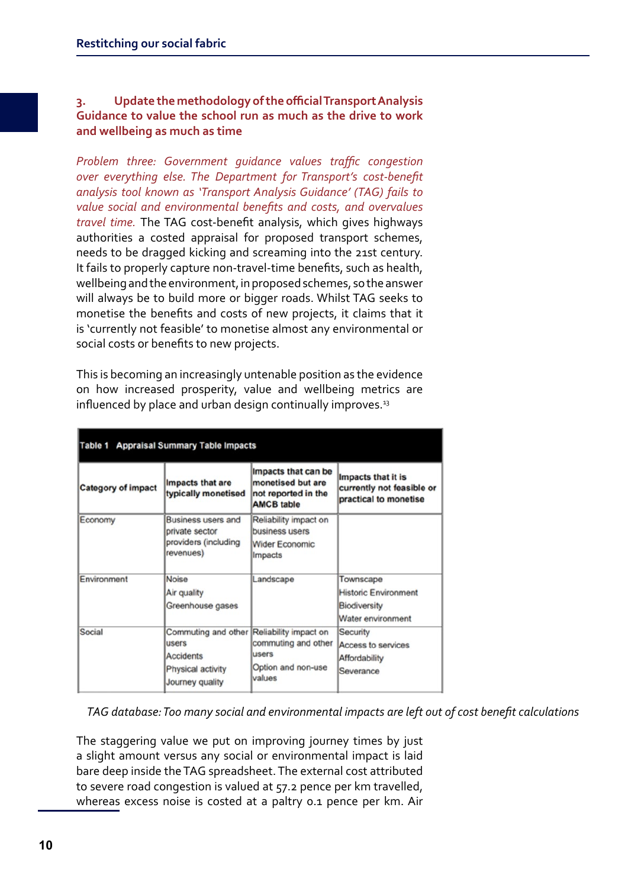### 3. Update the methodology of the official Transport Analysis Guidance to value the school run as much as the drive to work and wellbeing as much as time

*Problem three: Government guidance values traffic congestion over everything else. The Department for Transport's cost-benefit analysis tool known as 'Transport Analysis Guidance' (TAG) fails to value social and environmental benefits and costs, and overvalues travel time.* The TAG cost-benefit analysis, which gives highways authorities a costed appraisal for proposed transport schemes, needs to be dragged kicking and screaming into the 21st century. It fails to properly capture non-travel-time benefits, such as health, wellbeing and the environment, in proposed schemes, so the answer will always be to build more or bigger roads. Whilst TAG seeks to monetise the benefits and costs of new projects, it claims that it is 'currently not feasible' to monetise almost any environmental or social costs or benefits to new projects.

This is becoming an increasingly untenable position as the evidence on how increased prosperity, value and wellbeing metrics are influenced by place and urban design continually improves.[13]

**Table 1 Appraisal Summary Table Impacts**

| Category of impact | Impacts that are typically monetised | Impacts that can be monetised but are not reported in the AMCB table | Impacts that it is currently not feasible or practical to monetise |
|---|---|---|---|
| Economy | Business users and private sector providers (including revenues) | Reliability impact on business users<br>Wider Economic Impacts | |
| Environment | Noise<br>Air quality<br>Greenhouse gases | Landscape | Townscape<br>Historic Environment<br>Biodiversity<br>Water environment |
| Social | Commuting and other users<br>Accidents<br>Physical activity<br>Journey quality | Reliability impact on commuting and other users<br>Option and non-use values | Security<br>Access to services<br>Affordability<br>Severance |

*TAG database: Too many social and environmental impacts are left out of cost benefit calculations*

The staggering value we put on improving journey times by just a slight amount versus any social or environmental impact is laid bare deep inside the TAG spreadsheet. The external cost attributed to severe road congestion is valued at 57.2 pence per km travelled, whereas excess noise is costed at a paltry 0.1 pence per km. Air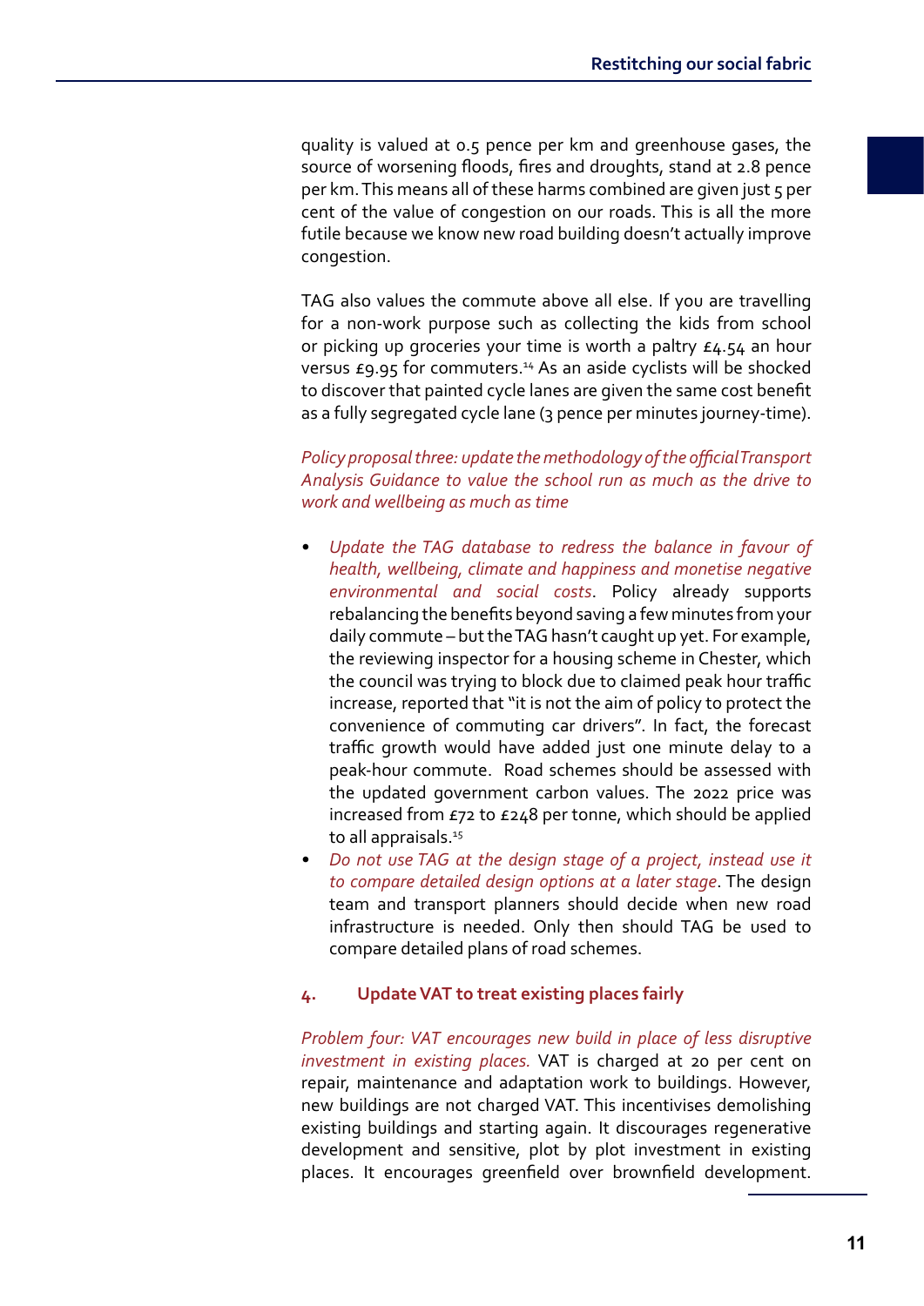quality is valued at 0.5 pence per km and greenhouse gases, the source of worsening floods, fires and droughts, stand at 2.8 pence per km. This means all of these harms combined are given just 5 per cent of the value of congestion on our roads. This is all the more futile because we know new road building doesn't actually improve congestion.

TAG also values the commute above all else. If you are travelling for a non-work purpose such as collecting the kids from school or picking up groceries your time is worth a paltry £4.54 an hour versus £9.95 for commuters.[14] As an aside cyclists will be shocked to discover that painted cycle lanes are given the same cost benefit as a fully segregated cycle lane (3 pence per minutes journey-time).

*Policy proposal three: update the methodology of the official Transport Analysis Guidance to value the school run as much as the drive to work and wellbeing as much as time*

- *Update the TAG database to redress the balance in favour of health, wellbeing, climate and happiness and monetise negative environmental and social costs*. Policy already supports rebalancing the benefits beyond saving a few minutes from your daily commute – but the TAG hasn't caught up yet. For example, the reviewing inspector for a housing scheme in Chester, which the council was trying to block due to claimed peak hour traffic increase, reported that "it is not the aim of policy to protect the convenience of commuting car drivers". In fact, the forecast traffic growth would have added just one minute delay to a peak-hour commute. Road schemes should be assessed with the updated government carbon values. The 2022 price was increased from £72 to £248 per tonne, which should be applied to all appraisals.[15]
- *Do not use TAG at the design stage of a project, instead use it to compare detailed design options at a later stage*. The design team and transport planners should decide when new road infrastructure is needed. Only then should TAG be used to compare detailed plans of road schemes.

### 4. Update VAT to treat existing places fairly

*Problem four: VAT encourages new build in place of less disruptive investment in existing places.* VAT is charged at 20 per cent on repair, maintenance and adaptation work to buildings. However, new buildings are not charged VAT. This incentivises demolishing existing buildings and starting again. It discourages regenerative development and sensitive, plot by plot investment in existing places. It encourages greenfield over brownfield development.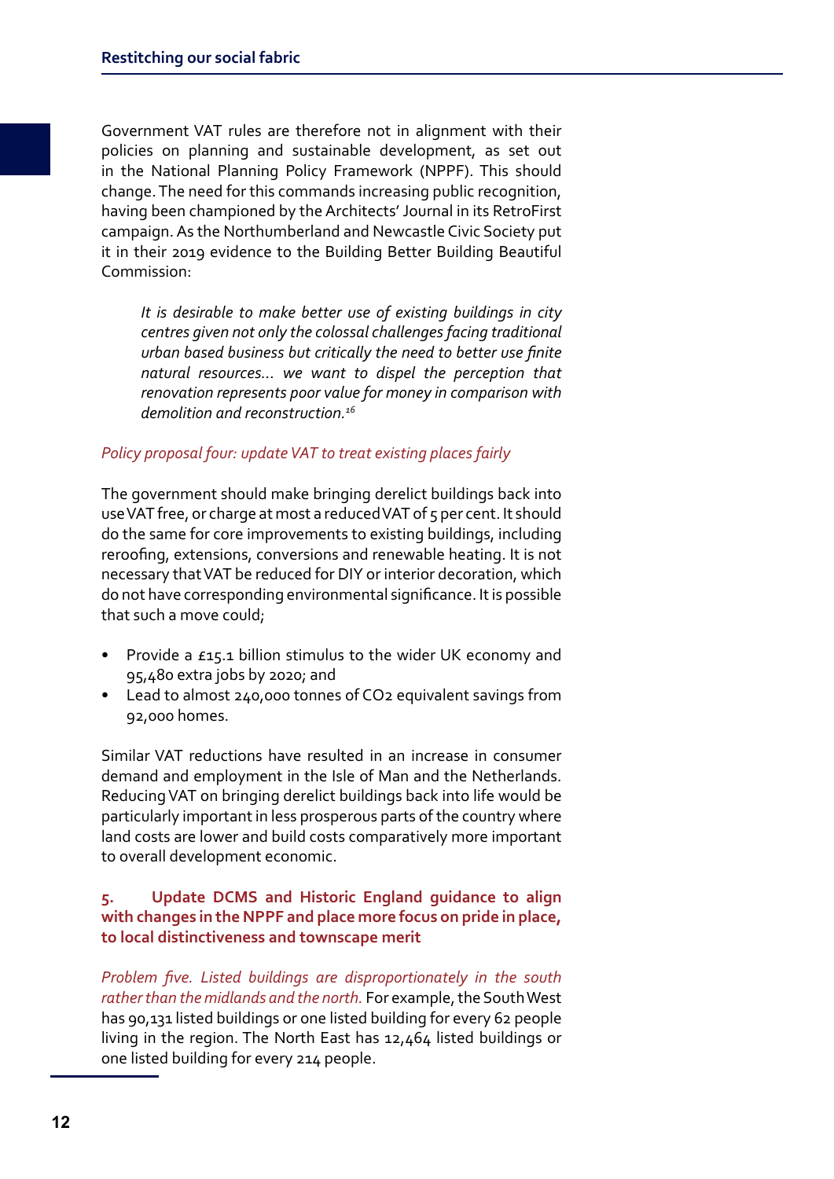Government VAT rules are therefore not in alignment with their policies on planning and sustainable development, as set out in the National Planning Policy Framework (NPPF). This should change. The need for this commands increasing public recognition, having been championed by the Architects' Journal in its RetroFirst campaign. As the Northumberland and Newcastle Civic Society put it in their 2019 evidence to the Building Better Building Beautiful Commission:

> *It is desirable to make better use of existing buildings in city centres given not only the colossal challenges facing traditional urban based business but critically the need to better use finite natural resources... we want to dispel the perception that renovation represents poor value for money in comparison with demolition and reconstruction.*[16]

*Policy proposal four: update VAT to treat existing places fairly*

The government should make bringing derelict buildings back into use VAT free, or charge at most a reduced VAT of 5 per cent. It should do the same for core improvements to existing buildings, including reroofing, extensions, conversions and renewable heating. It is not necessary that VAT be reduced for DIY or interior decoration, which do not have corresponding environmental significance. It is possible that such a move could;

- Provide a £15.1 billion stimulus to the wider UK economy and 95,480 extra jobs by 2020; and
- Lead to almost 240,000 tonnes of $CO_2$ equivalent savings from 92,000 homes.

Similar VAT reductions have resulted in an increase in consumer demand and employment in the Isle of Man and the Netherlands. Reducing VAT on bringing derelict buildings back into life would be particularly important in less prosperous parts of the country where land costs are lower and build costs comparatively more important to overall development economic.

### 5. Update DCMS and Historic England guidance to align with changes in the NPPF and place more focus on pride in place, to local distinctiveness and townscape merit

*Problem five. Listed buildings are disproportionately in the south rather than the midlands and the north.* For example, the South West has 90,131 listed buildings or one listed building for every 62 people living in the region. The North East has 12,464 listed buildings or one listed building for every 214 people.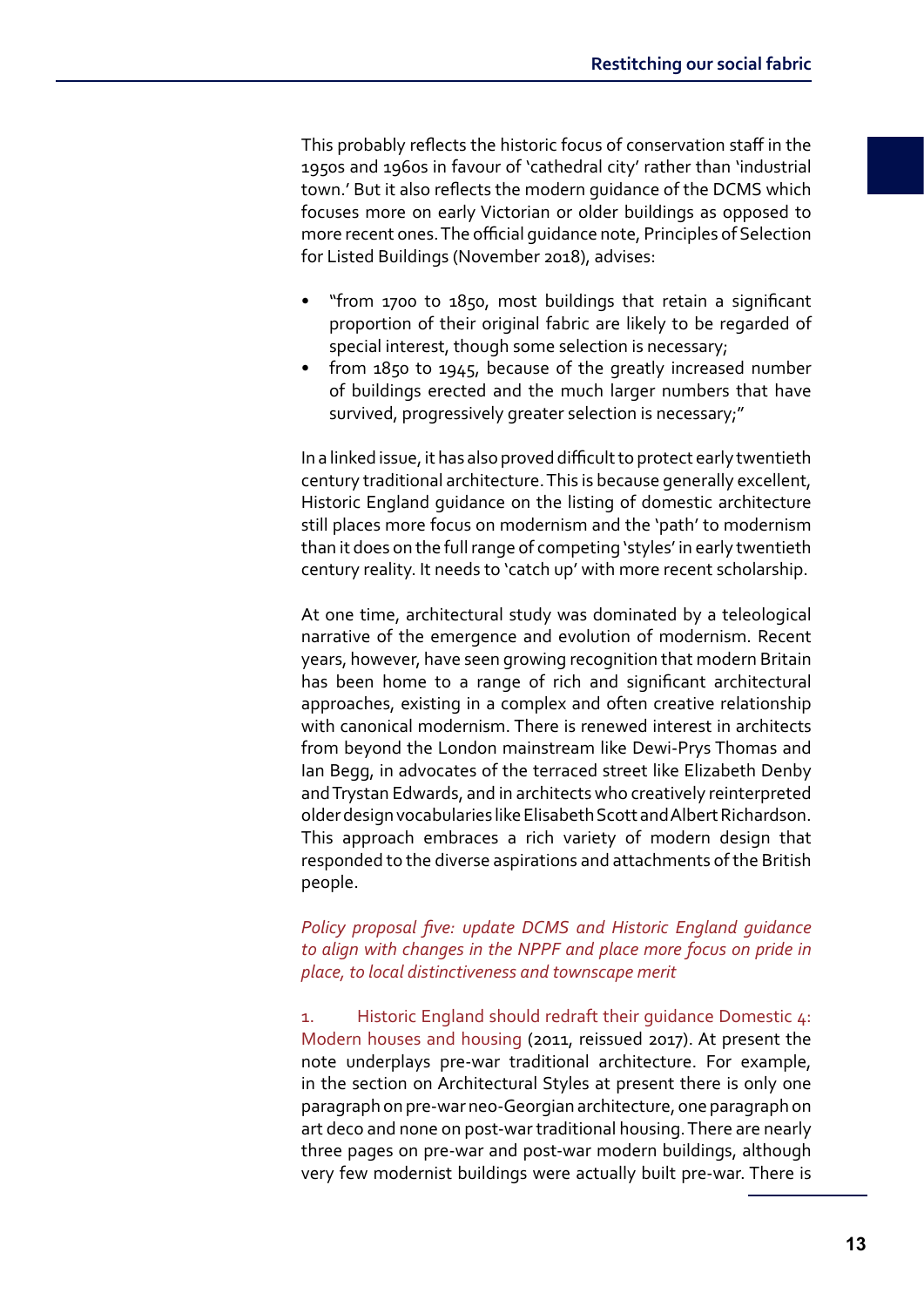This probably reflects the historic focus of conservation staff in the 1950s and 1960s in favour of 'cathedral city' rather than 'industrial town.' But it also reflects the modern guidance of the DCMS which focuses more on early Victorian or older buildings as opposed to more recent ones. The official guidance note, Principles of Selection for Listed Buildings (November 2018), advises:

- "from 1700 to 1850, most buildings that retain a significant proportion of their original fabric are likely to be regarded of special interest, though some selection is necessary;
- from 1850 to 1945, because of the greatly increased number of buildings erected and the much larger numbers that have survived, progressively greater selection is necessary;"

In a linked issue, it has also proved difficult to protect early twentieth century traditional architecture. This is because generally excellent, Historic England guidance on the listing of domestic architecture still places more focus on modernism and the 'path' to modernism than it does on the full range of competing 'styles' in early twentieth century reality. It needs to 'catch up' with more recent scholarship.

At one time, architectural study was dominated by a teleological narrative of the emergence and evolution of modernism. Recent years, however, have seen growing recognition that modern Britain has been home to a range of rich and significant architectural approaches, existing in a complex and often creative relationship with canonical modernism. There is renewed interest in architects from beyond the London mainstream like Dewi-Prys Thomas and Ian Begg, in advocates of the terraced street like Elizabeth Denby and Trystan Edwards, and in architects who creatively reinterpreted older design vocabularies like Elisabeth Scott and Albert Richardson. This approach embraces a rich variety of modern design that responded to the diverse aspirations and attachments of the British people.

*Policy proposal five: update DCMS and Historic England guidance to align with changes in the NPPF and place more focus on pride in place, to local distinctiveness and townscape merit*

1. Historic England should redraft their guidance Domestic 4: Modern houses and housing (2011, reissued 2017). At present the note underplays pre-war traditional architecture. For example, in the section on Architectural Styles at present there is only one paragraph on pre-war neo-Georgian architecture, one paragraph on art deco and none on post-war traditional housing. There are nearly three pages on pre-war and post-war modern buildings, although very few modernist buildings were actually built pre-war. There is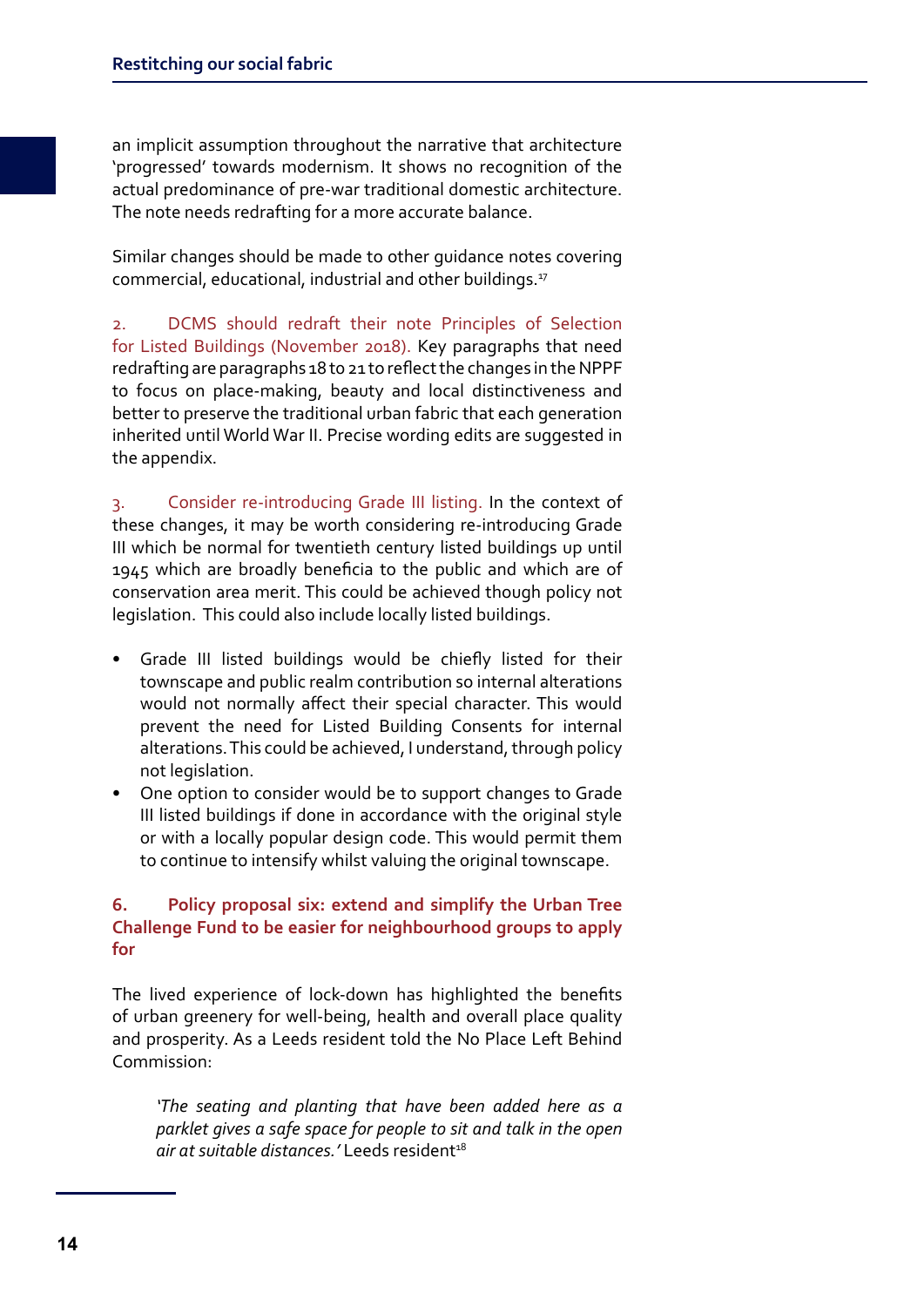an implicit assumption throughout the narrative that architecture 'progressed' towards modernism. It shows no recognition of the actual predominance of pre-war traditional domestic architecture. The note needs redrafting for a more accurate balance.

Similar changes should be made to other guidance notes covering commercial, educational, industrial and other buildings.[17]

2. DCMS should redraft their note Principles of Selection for Listed Buildings (November 2018). Key paragraphs that need redrafting are paragraphs 18 to 21 to reflect the changes in the NPPF to focus on place-making, beauty and local distinctiveness and better to preserve the traditional urban fabric that each generation inherited until World War II. Precise wording edits are suggested in the appendix.

3. Consider re-introducing Grade III listing. In the context of these changes, it may be worth considering re-introducing Grade III which be normal for twentieth century listed buildings up until 1945 which are broadly beneficia to the public and which are of conservation area merit. This could be achieved though policy not legislation. This could also include locally listed buildings.

- Grade III listed buildings would be chiefly listed for their townscape and public realm contribution so internal alterations would not normally affect their special character. This would prevent the need for Listed Building Consents for internal alterations. This could be achieved, I understand, through policy not legislation.
- One option to consider would be to support changes to Grade III listed buildings if done in accordance with the original style or with a locally popular design code. This would permit them to continue to intensify whilst valuing the original townscape.

## 6. Policy proposal six: extend and simplify the Urban Tree Challenge Fund to be easier for neighbourhood groups to apply for

The lived experience of lock-down has highlighted the benefits of urban greenery for well-being, health and overall place quality and prosperity. As a Leeds resident told the No Place Left Behind Commission:

> *'The seating and planting that have been added here as a parklet gives a safe space for people to sit and talk in the open air at suitable distances.'* Leeds resident[18]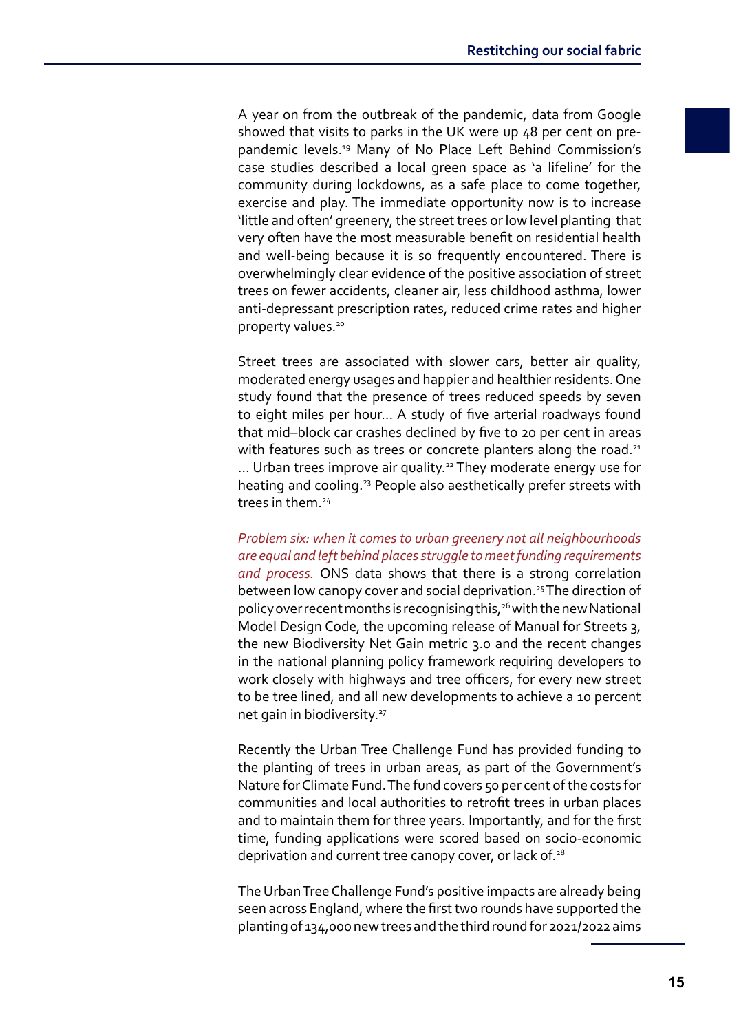A year on from the outbreak of the pandemic, data from Google showed that visits to parks in the UK were up 48 per cent on pre-pandemic levels.[19] Many of No Place Left Behind Commission's case studies described a local green space as 'a lifeline' for the community during lockdowns, as a safe place to come together, exercise and play. The immediate opportunity now is to increase 'little and often' greenery, the street trees or low level planting that very often have the most measurable benefit on residential health and well-being because it is so frequently encountered. There is overwhelmingly clear evidence of the positive association of street trees on fewer accidents, cleaner air, less childhood asthma, lower anti-depressant prescription rates, reduced crime rates and higher property values.[20]

Street trees are associated with slower cars, better air quality, moderated energy usages and happier and healthier residents. One study found that the presence of trees reduced speeds by seven to eight miles per hour... A study of five arterial roadways found that mid–block car crashes declined by five to 20 per cent in areas with features such as trees or concrete planters along the road.[21] ... Urban trees improve air quality.[22] They moderate energy use for heating and cooling.[23] People also aesthetically prefer streets with trees in them.[24]

*Problem six: when it comes to urban greenery not all neighbourhoods are equal and left behind places struggle to meet funding requirements and process.* ONS data shows that there is a strong correlation between low canopy cover and social deprivation.[25] The direction of policy over recent months is recognising this,[26] with the new National Model Design Code, the upcoming release of Manual for Streets 3, the new Biodiversity Net Gain metric 3.0 and the recent changes in the national planning policy framework requiring developers to work closely with highways and tree officers, for every new street to be tree lined, and all new developments to achieve a 10 percent net gain in biodiversity.[27]

Recently the Urban Tree Challenge Fund has provided funding to the planting of trees in urban areas, as part of the Government's Nature for Climate Fund. The fund covers 50 per cent of the costs for communities and local authorities to retrofit trees in urban places and to maintain them for three years. Importantly, and for the first time, funding applications were scored based on socio-economic deprivation and current tree canopy cover, or lack of.[28]

The Urban Tree Challenge Fund's positive impacts are already being seen across England, where the first two rounds have supported the planting of 134,000 new trees and the third round for 2021/2022 aims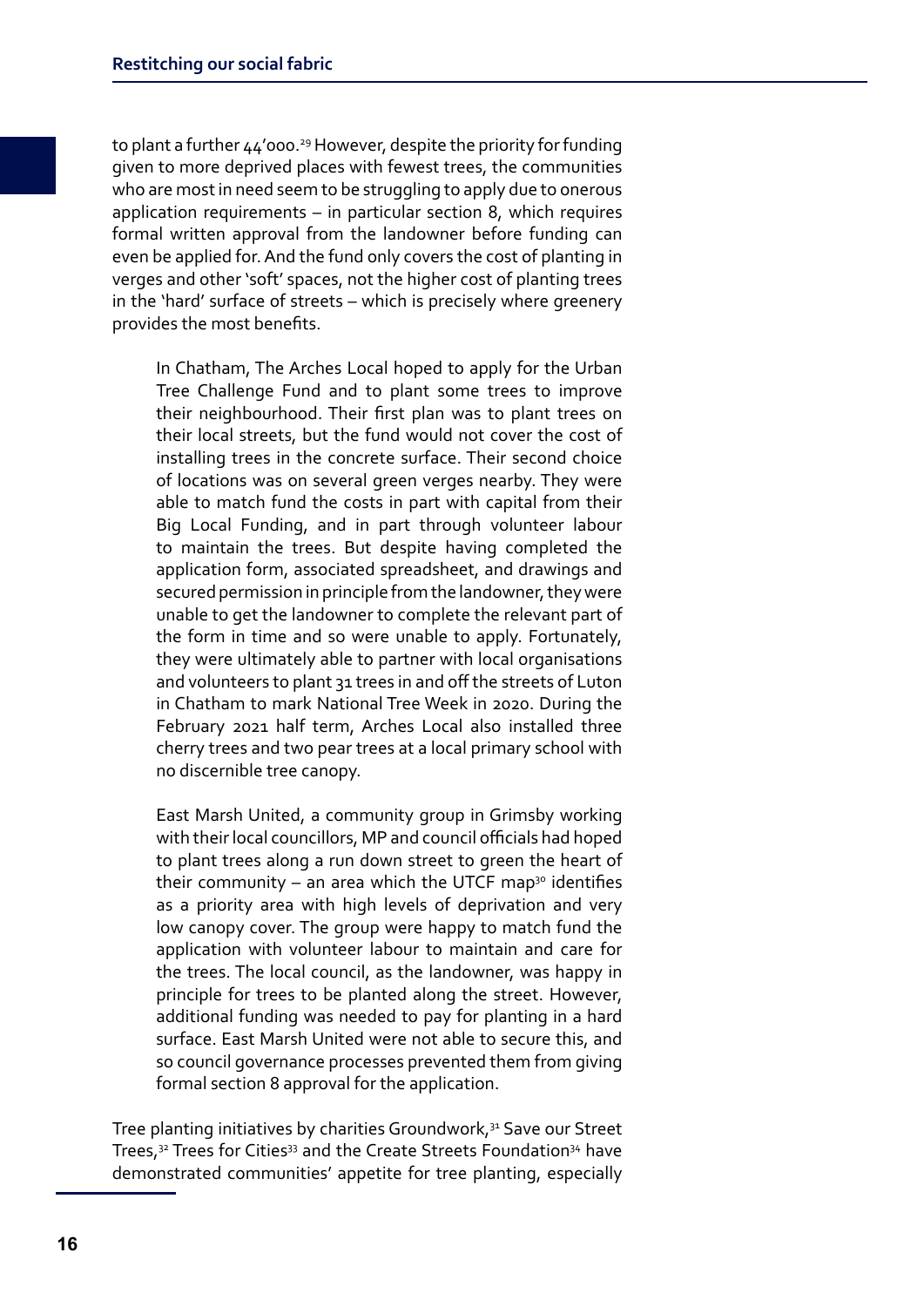to plant a further 44'000.[29] However, despite the priority for funding given to more deprived places with fewest trees, the communities who are most in need seem to be struggling to apply due to onerous application requirements – in particular section 8, which requires formal written approval from the landowner before funding can even be applied for. And the fund only covers the cost of planting in verges and other 'soft' spaces, not the higher cost of planting trees in the 'hard' surface of streets – which is precisely where greenery provides the most benefits.

> In Chatham, The Arches Local hoped to apply for the Urban Tree Challenge Fund and to plant some trees to improve their neighbourhood. Their first plan was to plant trees on their local streets, but the fund would not cover the cost of installing trees in the concrete surface. Their second choice of locations was on several green verges nearby. They were able to match fund the costs in part with capital from their Big Local Funding, and in part through volunteer labour to maintain the trees. But despite having completed the application form, associated spreadsheet, and drawings and secured permission in principle from the landowner, they were unable to get the landowner to complete the relevant part of the form in time and so were unable to apply. Fortunately, they were ultimately able to partner with local organisations and volunteers to plant 31 trees in and off the streets of Luton in Chatham to mark National Tree Week in 2020. During the February 2021 half term, Arches Local also installed three cherry trees and two pear trees at a local primary school with no discernible tree canopy.
>
> East Marsh United, a community group in Grimsby working with their local councillors, MP and council officials had hoped to plant trees along a run down street to green the heart of their community – an area which the UTCF map[30] identifies as a priority area with high levels of deprivation and very low canopy cover. The group were happy to match fund the application with volunteer labour to maintain and care for the trees. The local council, as the landowner, was happy in principle for trees to be planted along the street. However, additional funding was needed to pay for planting in a hard surface. East Marsh United were not able to secure this, and so council governance processes prevented them from giving formal section 8 approval for the application.

Tree planting initiatives by charities Groundwork,[31] Save our Street Trees,[32] Trees for Cities[33] and the Create Streets Foundation[34] have demonstrated communities' appetite for tree planting, especially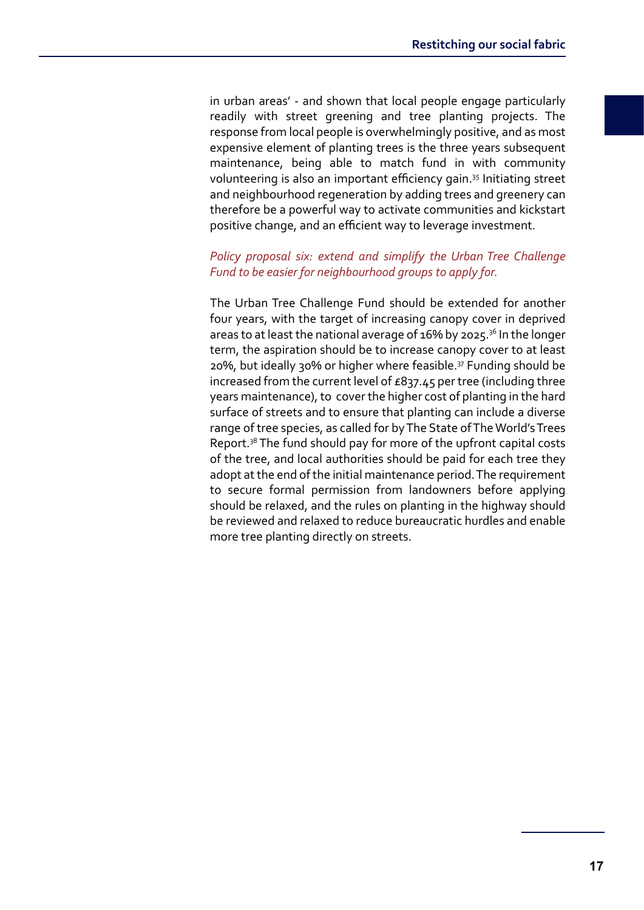in urban areas' - and shown that local people engage particularly readily with street greening and tree planting projects. The response from local people is overwhelmingly positive, and as most expensive element of planting trees is the three years subsequent maintenance, being able to match fund in with community volunteering is also an important efficiency gain.[35] Initiating street and neighbourhood regeneration by adding trees and greenery can therefore be a powerful way to activate communities and kickstart positive change, and an efficient way to leverage investment.

*Policy proposal six: extend and simplify the Urban Tree Challenge Fund to be easier for neighbourhood groups to apply for.*

The Urban Tree Challenge Fund should be extended for another four years, with the target of increasing canopy cover in deprived areas to at least the national average of 16% by 2025.[36] In the longer term, the aspiration should be to increase canopy cover to at least 20%, but ideally 30% or higher where feasible.[37] Funding should be increased from the current level of £837.45 per tree (including three years maintenance), to cover the higher cost of planting in the hard surface of streets and to ensure that planting can include a diverse range of tree species, as called for by The State of The World's Trees Report.[38] The fund should pay for more of the upfront capital costs of the tree, and local authorities should be paid for each tree they adopt at the end of the initial maintenance period. The requirement to secure formal permission from landowners before applying should be relaxed, and the rules on planting in the highway should be reviewed and relaxed to reduce bureaucratic hurdles and enable more tree planting directly on streets.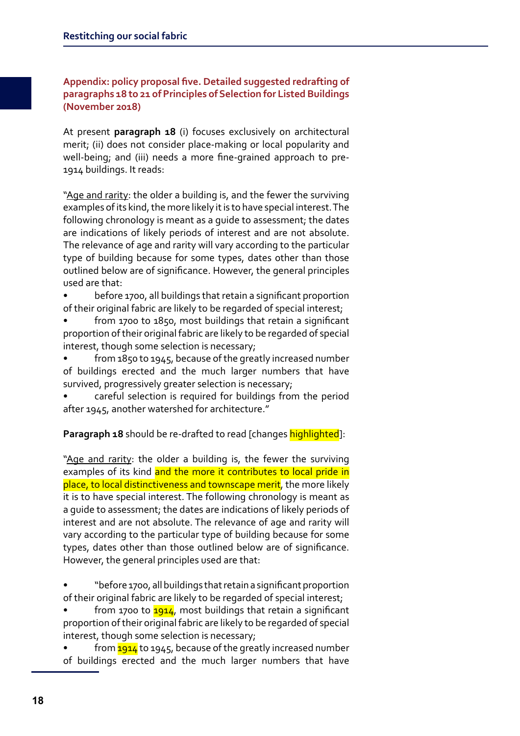## Appendix: policy proposal five. Detailed suggested redrafting of paragraphs 18 to 21 of Principles of Selection for Listed Buildings (November 2018)

At present **paragraph 18** (i) focuses exclusively on architectural merit; (ii) does not consider place-making or local popularity and well-being; and (iii) needs a more fine-grained approach to pre-1914 buildings. It reads:

"Age and rarity: the older a building is, and the fewer the surviving examples of its kind, the more likely it is to have special interest. The following chronology is meant as a guide to assessment; the dates are indications of likely periods of interest and are not absolute. The relevance of age and rarity will vary according to the particular type of building because for some types, dates other than those outlined below are of significance. However, the general principles used are that:

- before 1700, all buildings that retain a significant proportion of their original fabric are likely to be regarded of special interest;
- from 1700 to 1850, most buildings that retain a significant proportion of their original fabric are likely to be regarded of special interest, though some selection is necessary;
- from 1850 to 1945, because of the greatly increased number of buildings erected and the much larger numbers that have survived, progressively greater selection is necessary;
- careful selection is required for buildings from the period after 1945, another watershed for architecture."

**Paragraph 18** should be re-drafted to read [changes highlighted]:

"Age and rarity: the older a building is, the fewer the surviving examples of its kind and the more it contributes to local pride in place, to local distinctiveness and townscape merit, the more likely it is to have special interest. The following chronology is meant as a guide to assessment; the dates are indications of likely periods of interest and are not absolute. The relevance of age and rarity will vary according to the particular type of building because for some types, dates other than those outlined below are of significance. However, the general principles used are that:

- "before 1700, all buildings that retain a significant proportion of their original fabric are likely to be regarded of special interest;
- from 1700 to 1914, most buildings that retain a significant proportion of their original fabric are likely to be regarded of special interest, though some selection is necessary;
- from 1914 to 1945, because of the greatly increased number of buildings erected and the much larger numbers that have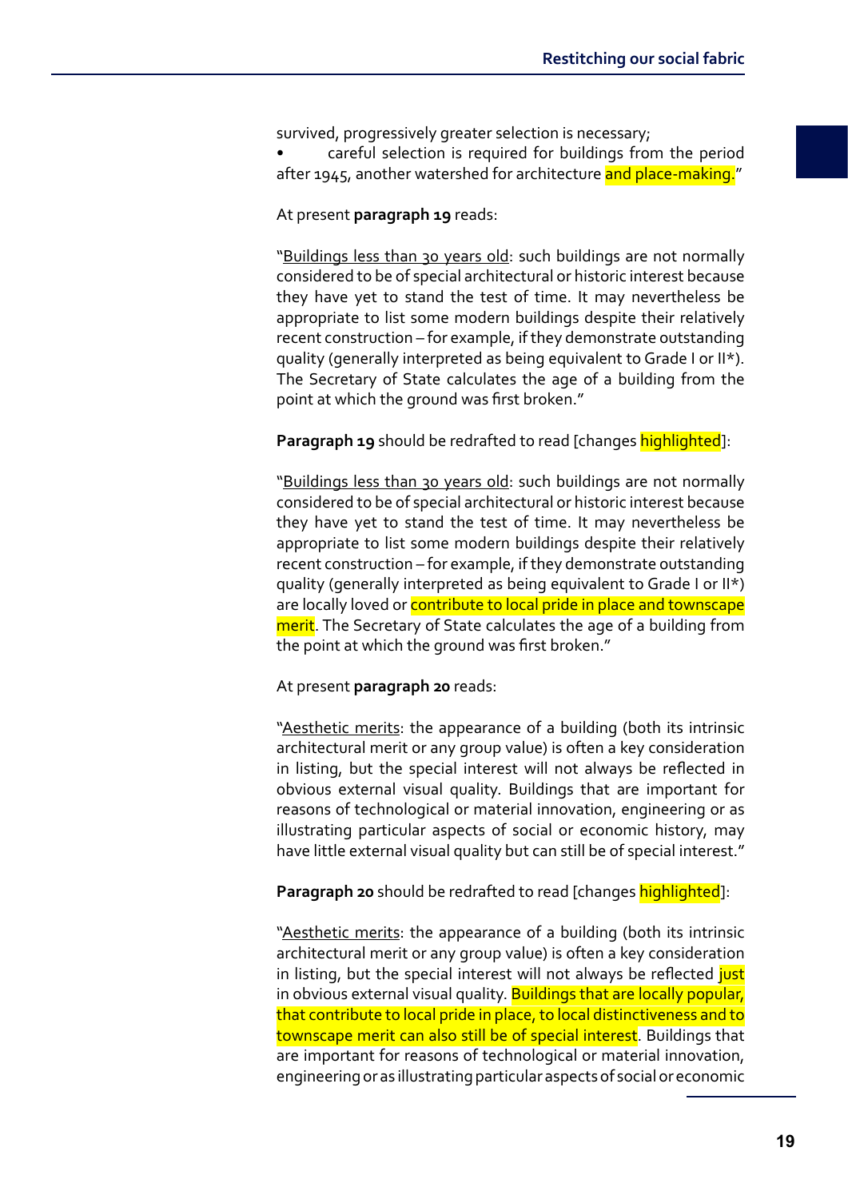survived, progressively greater selection is necessary;

- careful selection is required for buildings from the period after 1945, another watershed for architecture and place-making."

At present **paragraph 19** reads:

"<u>Buildings less than 30 years old</u>: such buildings are not normally considered to be of special architectural or historic interest because they have yet to stand the test of time. It may nevertheless be appropriate to list some modern buildings despite their relatively recent construction – for example, if they demonstrate outstanding quality (generally interpreted as being equivalent to Grade I or II*). The Secretary of State calculates the age of a building from the point at which the ground was first broken."

**Paragraph 19** should be redrafted to read [changes highlighted]:

"<u>Buildings less than 30 years old</u>: such buildings are not normally considered to be of special architectural or historic interest because they have yet to stand the test of time. It may nevertheless be appropriate to list some modern buildings despite their relatively recent construction – for example, if they demonstrate outstanding quality (generally interpreted as being equivalent to Grade I or II*) are locally loved or contribute to local pride in place and townscape merit. The Secretary of State calculates the age of a building from the point at which the ground was first broken."

At present **paragraph 20** reads:

"<u>Aesthetic merits</u>: the appearance of a building (both its intrinsic architectural merit or any group value) is often a key consideration in listing, but the special interest will not always be reflected in obvious external visual quality. Buildings that are important for reasons of technological or material innovation, engineering or as illustrating particular aspects of social or economic history, may have little external visual quality but can still be of special interest."

**Paragraph 20** should be redrafted to read [changes highlighted]:

"<u>Aesthetic merits</u>: the appearance of a building (both its intrinsic architectural merit or any group value) is often a key consideration in listing, but the special interest will not always be reflected just in obvious external visual quality. Buildings that are locally popular, that contribute to local pride in place, to local distinctiveness and to townscape merit can also still be of special interest. Buildings that are important for reasons of technological or material innovation, engineering or as illustrating particular aspects of social or economic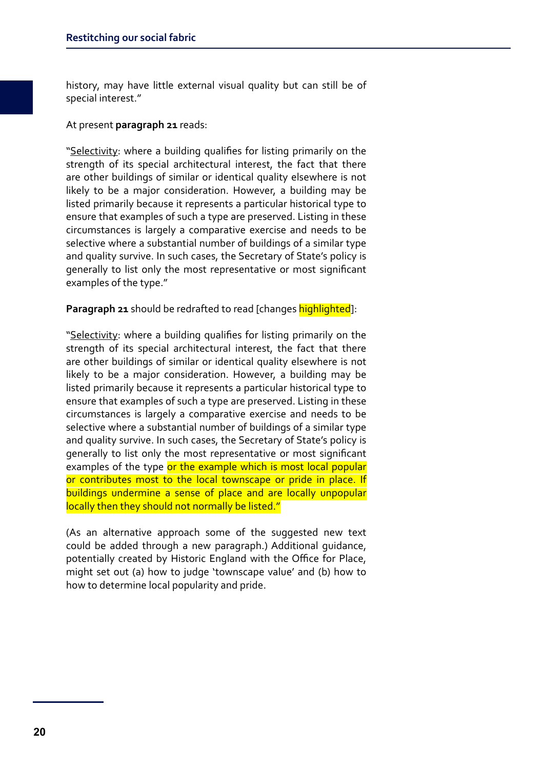history, may have little external visual quality but can still be of special interest."

At present **paragraph 21** reads:

"Selectivity: where a building qualifies for listing primarily on the strength of its special architectural interest, the fact that there are other buildings of similar or identical quality elsewhere is not likely to be a major consideration. However, a building may be listed primarily because it represents a particular historical type to ensure that examples of such a type are preserved. Listing in these circumstances is largely a comparative exercise and needs to be selective where a substantial number of buildings of a similar type and quality survive. In such cases, the Secretary of State's policy is generally to list only the most representative or most significant examples of the type."

**Paragraph 21** should be redrafted to read [changes highlighted]:

"Selectivity: where a building qualifies for listing primarily on the strength of its special architectural interest, the fact that there are other buildings of similar or identical quality elsewhere is not likely to be a major consideration. However, a building may be listed primarily because it represents a particular historical type to ensure that examples of such a type are preserved. Listing in these circumstances is largely a comparative exercise and needs to be selective where a substantial number of buildings of a similar type and quality survive. In such cases, the Secretary of State's policy is generally to list only the most representative or most significant examples of the type or the example which is most local popular or contributes most to the local townscape or pride in place. If buildings undermine a sense of place and are locally unpopular locally then they should not normally be listed."

(As an alternative approach some of the suggested new text could be added through a new paragraph.) Additional guidance, potentially created by Historic England with the Office for Place, might set out (a) how to judge 'townscape value' and (b) how to how to determine local popularity and pride.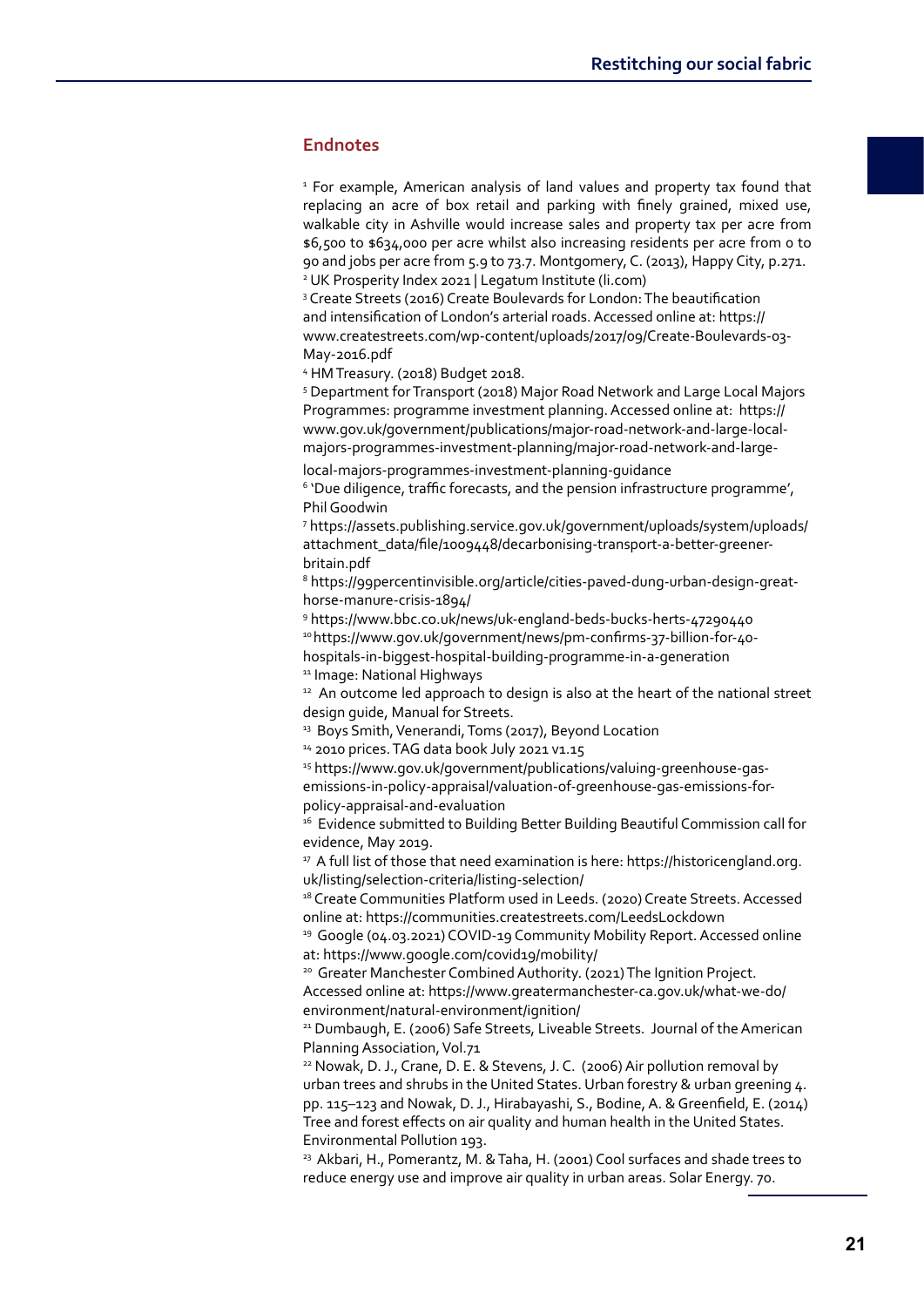## Endnotes

[1] For example, American analysis of land values and property tax found that replacing an acre of box retail and parking with finely grained, mixed use, walkable city in Ashville would increase sales and property tax per acre from $6,500 to $634,000 per acre whilst also increasing residents per acre from 0 to 90 and jobs per acre from 5.9 to 73.7. Montgomery, C. (2013), Happy City, p.271.

[2] UK Prosperity Index 2021 | Legatum Institute (li.com)

[3] Create Streets (2016) Create Boulevards for London: The beautification and intensification of London's arterial roads. Accessed online at: https://www.createstreets.com/wp-content/uploads/2017/09/Create-Boulevards-03-May-2016.pdf

[4] HM Treasury. (2018) Budget 2018.

[5] Department for Transport (2018) Major Road Network and Large Local Majors Programmes: programme investment planning. Accessed online at: https://www.gov.uk/government/publications/major-road-network-and-large-local-majors-programmes-investment-planning/major-road-network-and-large-local-majors-programmes-investment-planning-guidance

[6] 'Due diligence, traffic forecasts, and the pension infrastructure programme', Phil Goodwin

[7] https://assets.publishing.service.gov.uk/government/uploads/system/uploads/attachment_data/file/1009448/decarbonising-transport-a-better-greener-britain.pdf

[8] https://99percentinvisible.org/article/cities-paved-dung-urban-design-great-horse-manure-crisis-1894/

[9] https://www.bbc.co.uk/news/uk-england-beds-bucks-herts-47290440

[10] https://www.gov.uk/government/news/pm-confirms-37-billion-for-40-hospitals-in-biggest-hospital-building-programme-in-a-generation

[11] Image: National Highways

[12] An outcome led approach to design is also at the heart of the national street design guide, Manual for Streets.

[13] Boys Smith, Venerandi, Toms (2017), Beyond Location

[14] 2010 prices. TAG data book July 2021 v1.15

[15] https://www.gov.uk/government/publications/valuing-greenhouse-gas-emissions-in-policy-appraisal/valuation-of-greenhouse-gas-emissions-for-policy-appraisal-and-evaluation

[16] Evidence submitted to Building Better Building Beautiful Commission call for evidence, May 2019.

[17] A full list of those that need examination is here: https://historicengland.org.uk/listing/selection-criteria/listing-selection/

[18] Create Communities Platform used in Leeds. (2020) Create Streets. Accessed online at: https://communities.createstreets.com/LeedsLockdown

[19] Google (04.03.2021) COVID-19 Community Mobility Report. Accessed online at: https://www.google.com/covid19/mobility/

[20] Greater Manchester Combined Authority. (2021) The Ignition Project. Accessed online at: https://www.greatermanchester-ca.gov.uk/what-we-do/environment/natural-environment/ignition/

[21] Dumbaugh, E. (2006) Safe Streets, Liveable Streets. Journal of the American Planning Association, Vol.71

[22] Nowak, D. J., Crane, D. E. & Stevens, J. C. (2006) Air pollution removal by urban trees and shrubs in the United States. Urban forestry & urban greening 4. pp. 115–123 and Nowak, D. J., Hirabayashi, S., Bodine, A. & Greenfield, E. (2014) Tree and forest effects on air quality and human health in the United States. Environmental Pollution 193.

[23] Akbari, H., Pomerantz, M. & Taha, H. (2001) Cool surfaces and shade trees to reduce energy use and improve air quality in urban areas. Solar Energy. 70.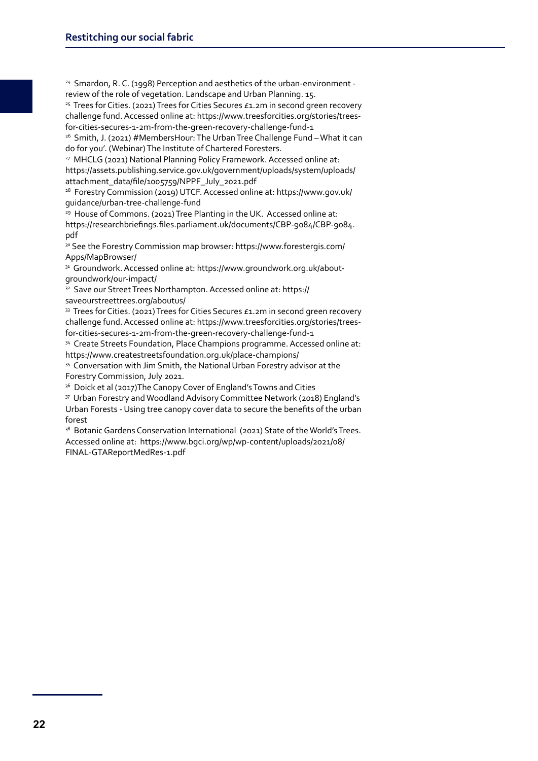[24] Smardon, R. C. (1998) Perception and aesthetics of the urban-environment - review of the role of vegetation. Landscape and Urban Planning. 15.

[25] Trees for Cities. (2021) Trees for Cities Secures £1.2m in second green recovery challenge fund. Accessed online at: https://www.treesforcities.org/stories/trees-for-cities-secures-1-2m-from-the-green-recovery-challenge-fund-1

[26] Smith, J. (2021) #MembersHour: The Urban Tree Challenge Fund – What it can do for you'. (Webinar) The Institute of Chartered Foresters.

[27] MHCLG (2021) National Planning Policy Framework. Accessed online at: https://assets.publishing.service.gov.uk/government/uploads/system/uploads/attachment_data/file/1005759/NPPF_July_2021.pdf

[28] Forestry Commission (2019) UTCF. Accessed online at: https://www.gov.uk/guidance/urban-tree-challenge-fund

[29] House of Commons. (2021) Tree Planting in the UK. Accessed online at: https://researchbriefings.files.parliament.uk/documents/CBP-9084/CBP-9084.pdf

[30] See the Forestry Commission map browser: https://www.forestergis.com/Apps/MapBrowser/

[31] Groundwork. Accessed online at: https://www.groundwork.org.uk/about-groundwork/our-impact/

[32] Save our Street Trees Northampton. Accessed online at: https://saveourstreettrees.org/aboutus/

[33] Trees for Cities. (2021) Trees for Cities Secures £1.2m in second green recovery challenge fund. Accessed online at: https://www.treesforcities.org/stories/trees-for-cities-secures-1-2m-from-the-green-recovery-challenge-fund-1

[34] Create Streets Foundation, Place Champions programme. Accessed online at: https://www.createstreetsfoundation.org.uk/place-champions/

[35] Conversation with Jim Smith, the National Urban Forestry advisor at the Forestry Commission, July 2021.

[36] Doick et al (2017)The Canopy Cover of England's Towns and Cities

[37] Urban Forestry and Woodland Advisory Committee Network (2018) England's Urban Forests - Using tree canopy cover data to secure the benefits of the urban forest

[38] Botanic Gardens Conservation International (2021) State of the World's Trees. Accessed online at: https://www.bgci.org/wp/wp-content/uploads/2021/08/FINAL-GTAReportMedRes-1.pdf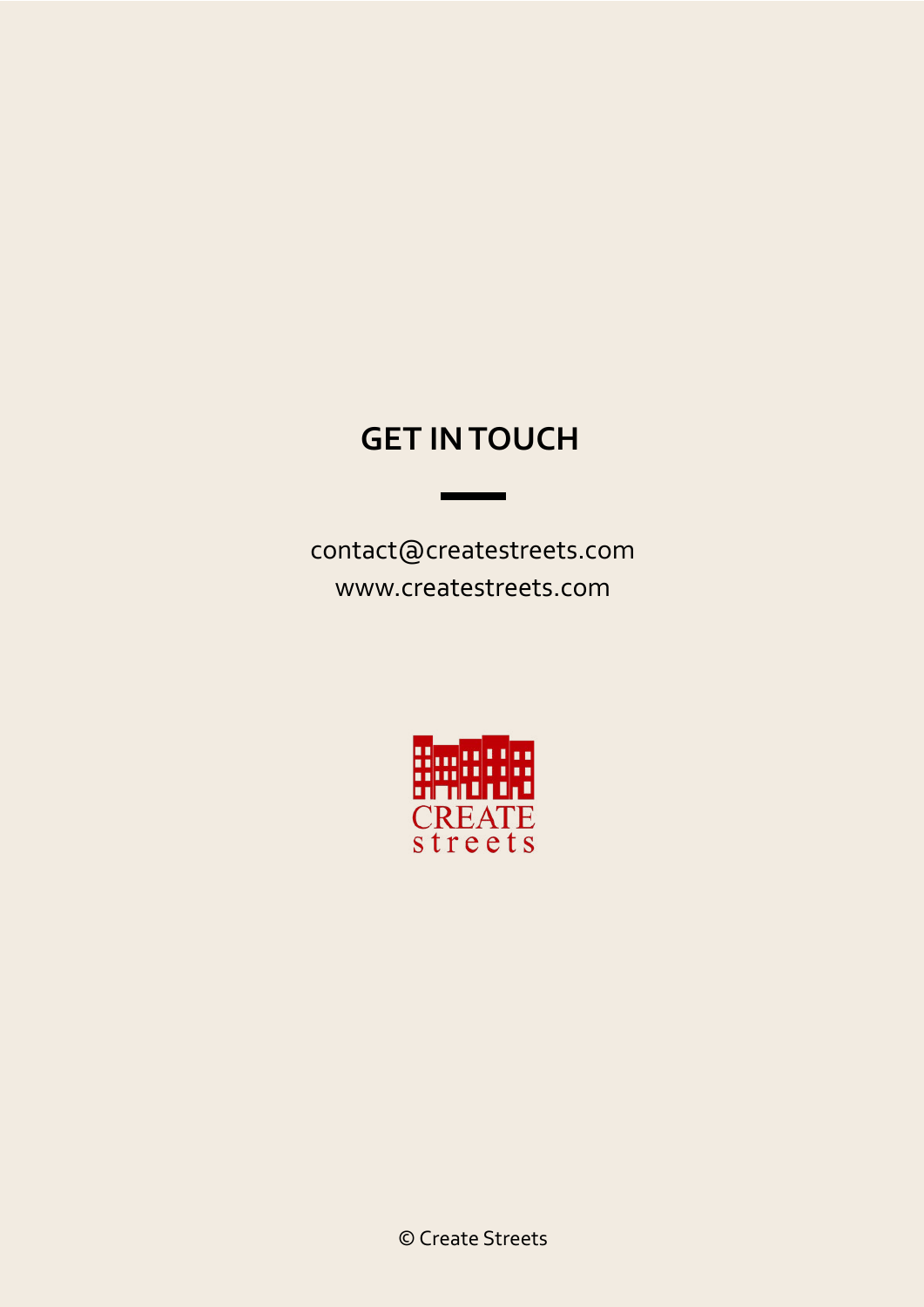## GET IN TOUCH

contact@createstreets.com
www.createstreets.com

CREATE
streets

© Create Streets